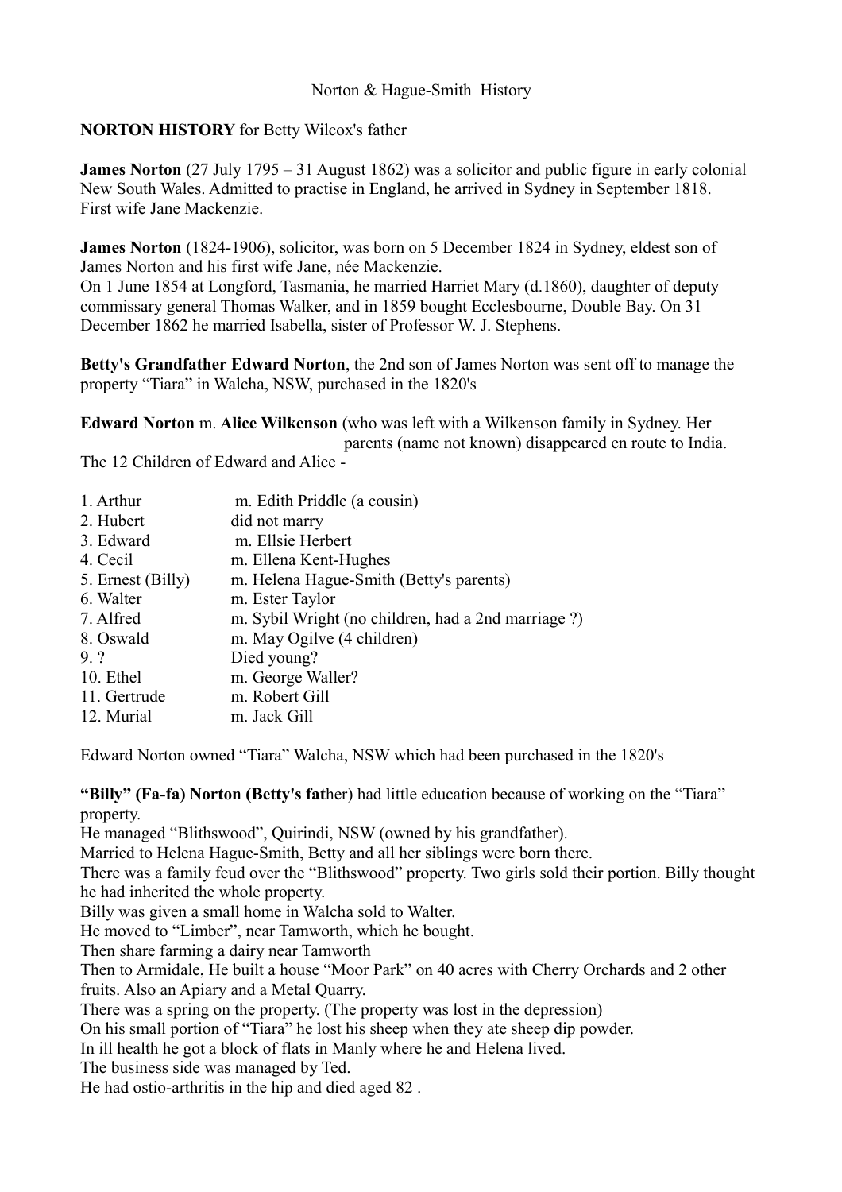Norton & Hague-Smith History

**NORTON HISTORY** for Betty Wilcox's father

**James Norton** (27 July 1795 – 31 August 1862) was a solicitor and public figure in early colonial New South Wales. Admitted to practise in England, he arrived in Sydney in September 1818. First wife Jane Mackenzie.

**James Norton** (1824-1906), solicitor, was born on 5 December 1824 in Sydney, eldest son of James Norton and his first wife Jane, née Mackenzie.
On 1 June 1854 at Longford, Tasmania, he married Harriet Mary (d.1860), daughter of deputy commissary general Thomas Walker, and in 1859 bought Ecclesbourne, Double Bay. On 31 December 1862 he married Isabella, sister of Professor W. J. Stephens.

**Betty's Grandfather Edward Norton**, the 2nd son of James Norton was sent off to manage the property "Tiara" in Walcha, NSW, purchased in the 1820's

**Edward Norton** m. **Alice Wilkenson** (who was left with a Wilkenson family in Sydney. Her parents (name not known) disappeared en route to India.

The 12 Children of Edward and Alice -

| | |
|---|---|
| 1. Arthur | m. Edith Priddle (a cousin) |
| 2. Hubert | did not marry |
| 3. Edward | m. Ellsie Herbert |
| 4. Cecil | m. Ellena Kent-Hughes |
| 5. Ernest (Billy) | m. Helena Hague-Smith (Betty's parents) |
| 6. Walter | m. Ester Taylor |
| 7. Alfred | m. Sybil Wright (no children, had a 2nd marriage ?) |
| 8. Oswald | m. May Ogilve (4 children) |
| 9. ? | Died young? |
| 10. Ethel | m. George Waller? |
| 11. Gertrude | m. Robert Gill |
| 12. Murial | m. Jack Gill |

Edward Norton owned "Tiara" Walcha, NSW which had been purchased in the 1820's

**"Billy" (Fa-fa) Norton (Betty's fat**her) had little education because of working on the "Tiara" property.
He managed "Blithswood", Quirindi, NSW (owned by his grandfather).
Married to Helena Hague-Smith, Betty and all her siblings were born there.
There was a family feud over the "Blithswood" property. Two girls sold their portion. Billy thought he had inherited the whole property.
Billy was given a small home in Walcha sold to Walter.
He moved to "Limber", near Tamworth, which he bought.
Then share farming a dairy near Tamworth
Then to Armidale, He built a house "Moor Park" on 40 acres with Cherry Orchards and 2 other fruits. Also an Apiary and a Metal Quarry.
There was a spring on the property. (The property was lost in the depression)
On his small portion of "Tiara" he lost his sheep when they ate sheep dip powder.
In ill health he got a block of flats in Manly where he and Helena lived.
The business side was managed by Ted.
He had ostio-arthritis in the hip and died aged 82 .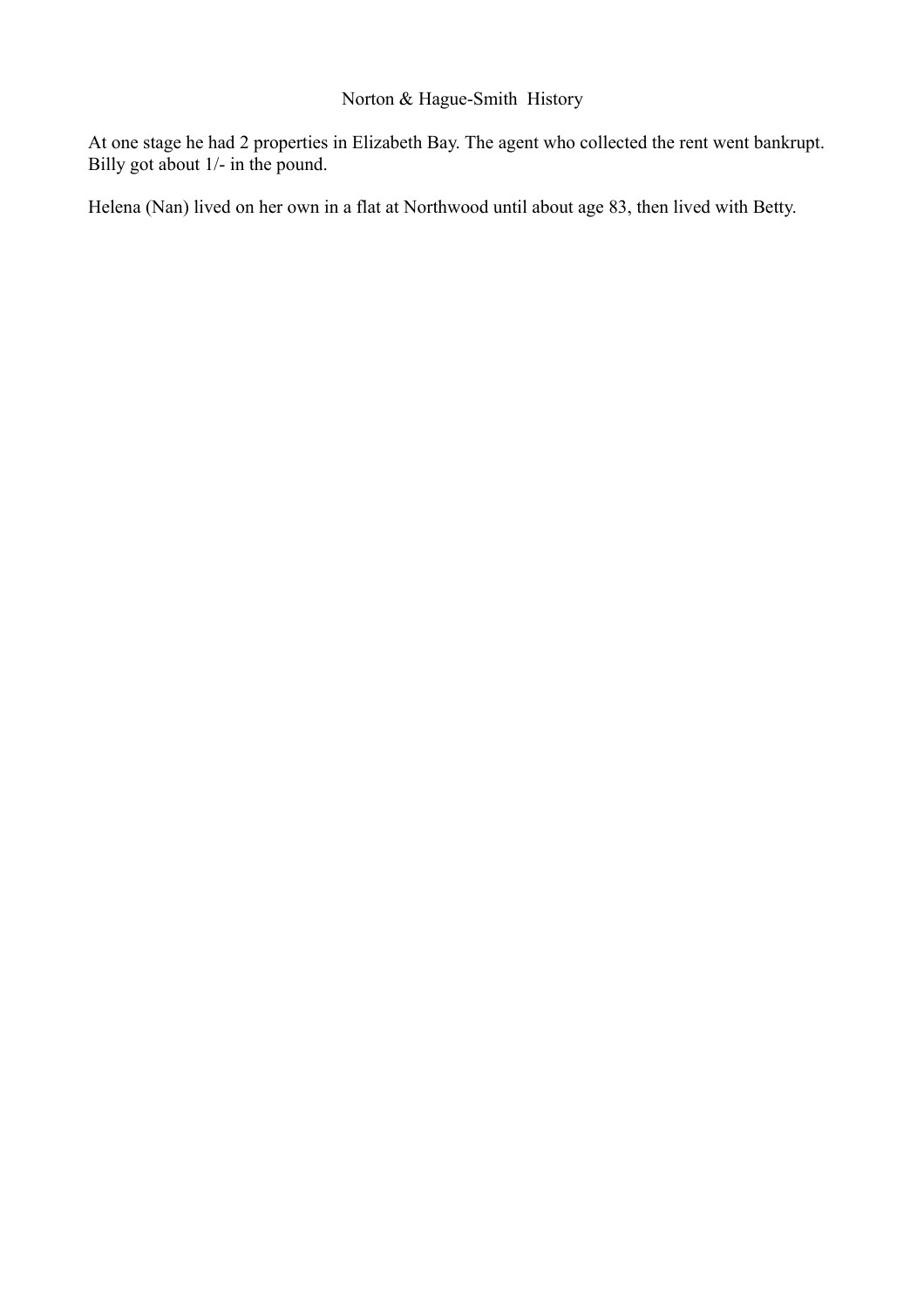At one stage he had 2 properties in Elizabeth Bay. The agent who collected the rent went bankrupt. Billy got about 1/- in the pound.

Helena (Nan) lived on her own in a flat at Northwood until about age 83, then lived with Betty.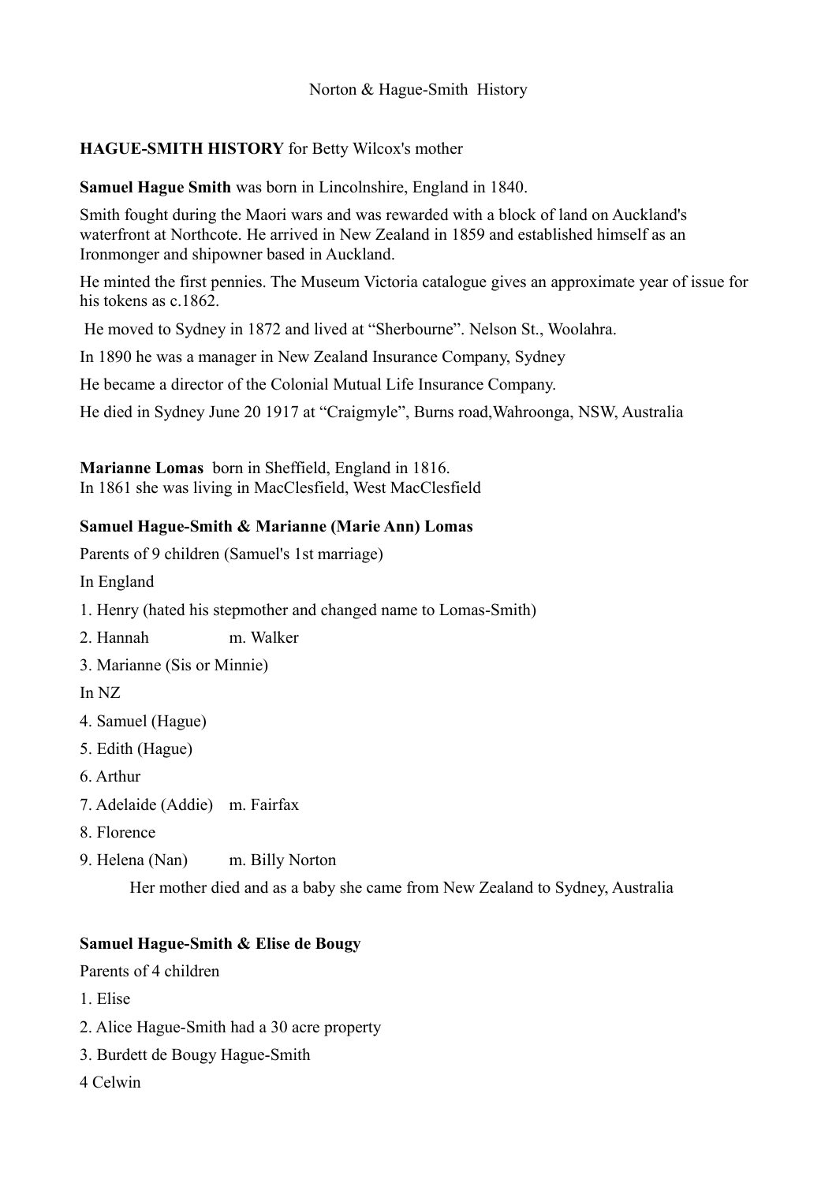Norton & Hague-Smith History

**HAGUE-SMITH HISTORY** for Betty Wilcox's mother

**Samuel Hague Smith** was born in Lincolnshire, England in 1840.

Smith fought during the Maori wars and was rewarded with a block of land on Auckland's waterfront at Northcote. He arrived in New Zealand in 1859 and established himself as an Ironmonger and shipowner based in Auckland.

He minted the first pennies. The Museum Victoria catalogue gives an approximate year of issue for his tokens as c.1862.

He moved to Sydney in 1872 and lived at "Sherbourne". Nelson St., Woolahra.

In 1890 he was a manager in New Zealand Insurance Company, Sydney

He became a director of the Colonial Mutual Life Insurance Company.

He died in Sydney June 20 1917 at "Craigmyle", Burns road,Wahroonga, NSW, Australia

**Marianne Lomas** born in Sheffield, England in 1816.
In 1861 she was living in MacClesfield, West MacClesfield

**Samuel Hague-Smith & Marianne (Marie Ann) Lomas**

Parents of 9 children (Samuel's 1st marriage)

In England

1. Henry (hated his stepmother and changed name to Lomas-Smith)
2. Hannah m. Walker
3. Marianne (Sis or Minnie)

In NZ

4. Samuel (Hague)
5. Edith (Hague)
6. Arthur
7. Adelaide (Addie) m. Fairfax
8. Florence
9. Helena (Nan) m. Billy Norton

   Her mother died and as a baby she came from New Zealand to Sydney, Australia

**Samuel Hague-Smith & Elise de Bougy**

Parents of 4 children

1. Elise
2. Alice Hague-Smith had a 30 acre property
3. Burdett de Bougy Hague-Smith

4 Celwin